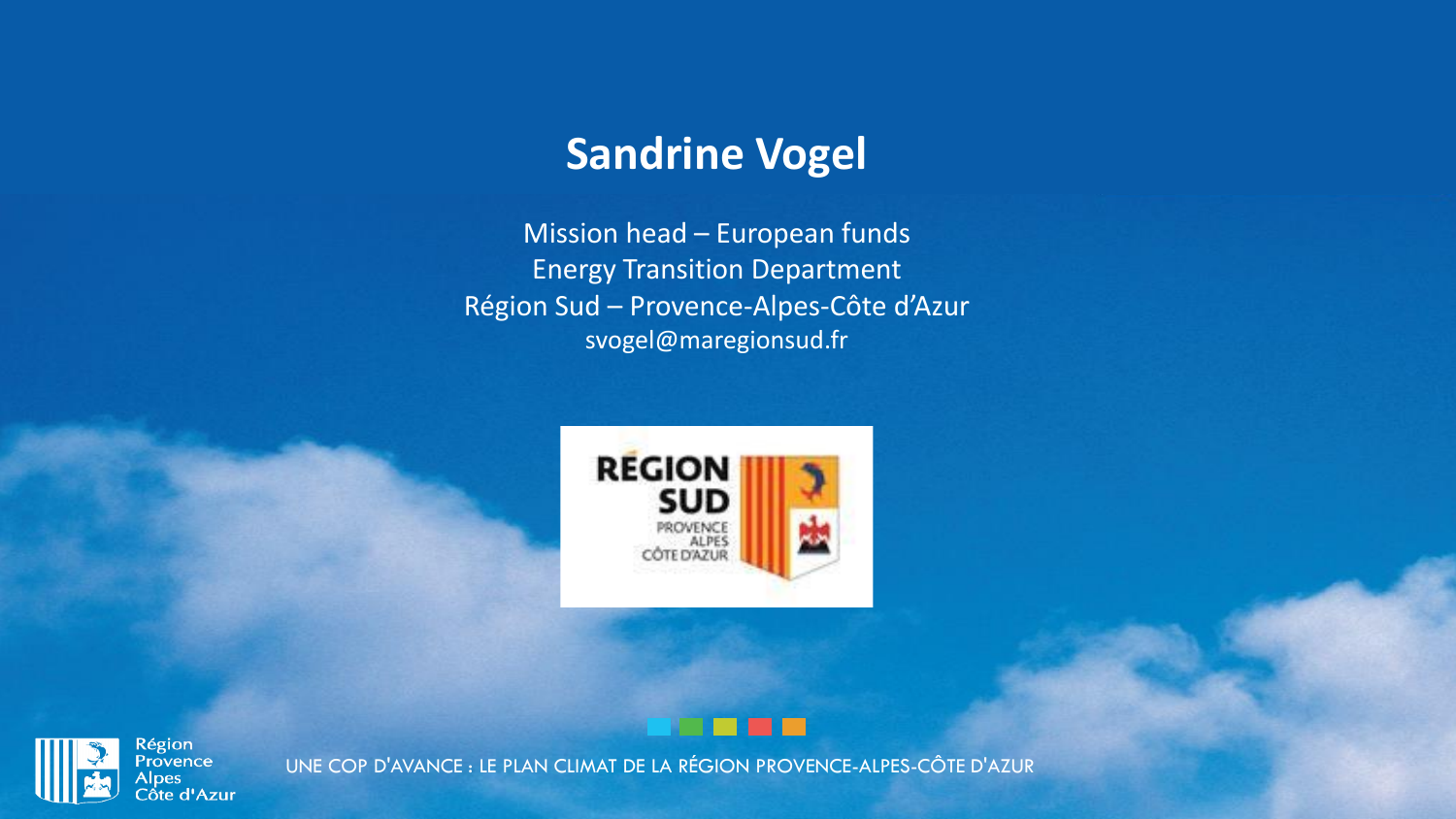# Sandrine Vogel

Mission head – European funds
Energy Transition Department
Région Sud – Provence-Alpes-Côte d’Azur
svogel@maregionsud.fr

UNE COP D'AVANCE : LE PLAN CLIMAT DE LA RÉGION PROVENCE-ALPES-CÔTE D'AZUR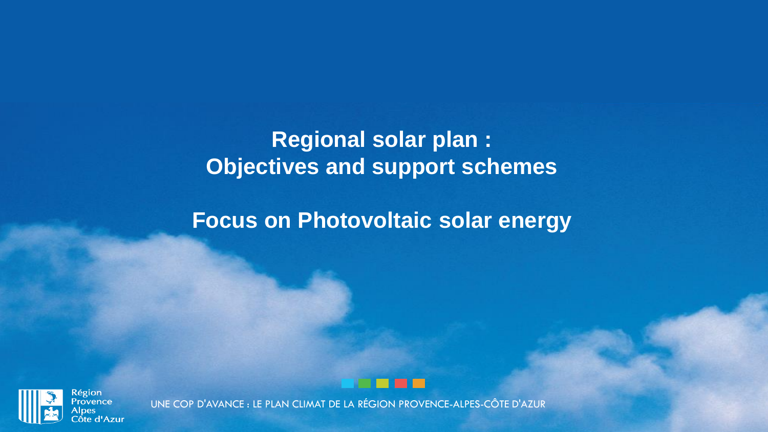# Regional solar plan : Objectives and support schemes

## Focus on Photovoltaic solar energy

Région Provence Alpes Côte d'Azur

UNE COP D'AVANCE : LE PLAN CLIMAT DE LA RÉGION PROVENCE-ALPES-CÔTE D'AZUR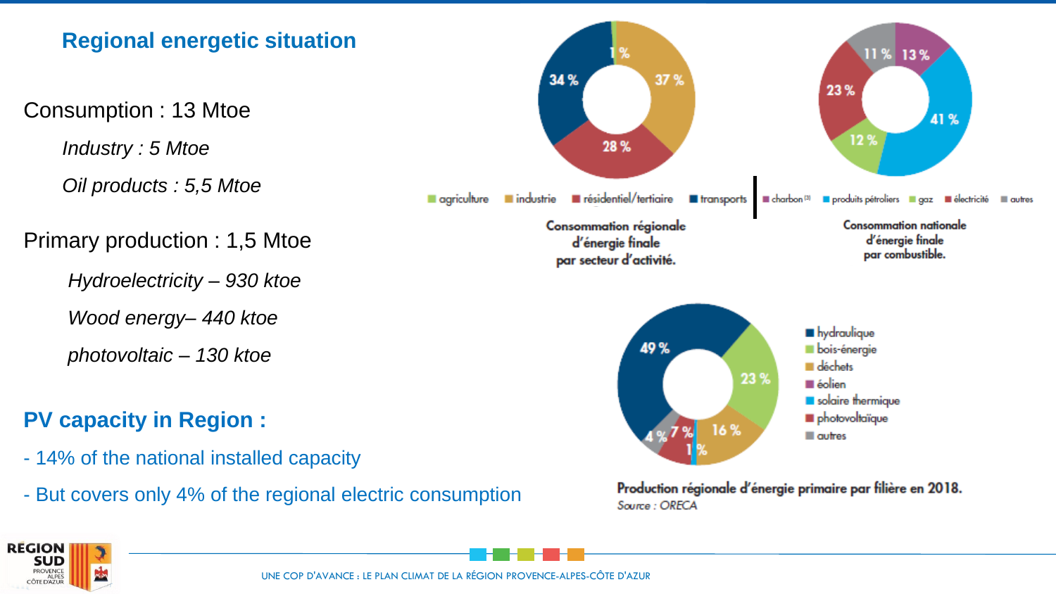## Regional energetic situation

Consumption : 13 Mtoe

*Industry : 5 Mtoe*

*Oil products : 5,5 Mtoe*

Primary production : 1,5 Mtoe

*Hydroelectricity – 930 ktoe*

*Wood energy– 440 ktoe*

*photovoltaic – 130 ktoe*

## PV capacity in Region :

- 14% of the national installed capacity
- But covers only 4% of the regional electric consumption

agriculture / industrie / résidentiel/tertiaire / transports: 1 % / 37 % / 28 % / 34 %

**Consommation régionale d'énergie finale par secteur d'activité.**

charbon [3] / produits pétroliers / gaz / électricité / autres: 13 % / 41 % / 12 % / 23 % / 11 %

**Consommation nationale d'énergie finale par combustible.**

hydraulique / bois-énergie / déchets / éolien / solaire thermique / photovoltaïque / autres: 49 % / 23 % / 16 % / 1 % / 7 % / 4 %

**Production régionale d'énergie primaire par filière en 2018.**

*Source : ORECA*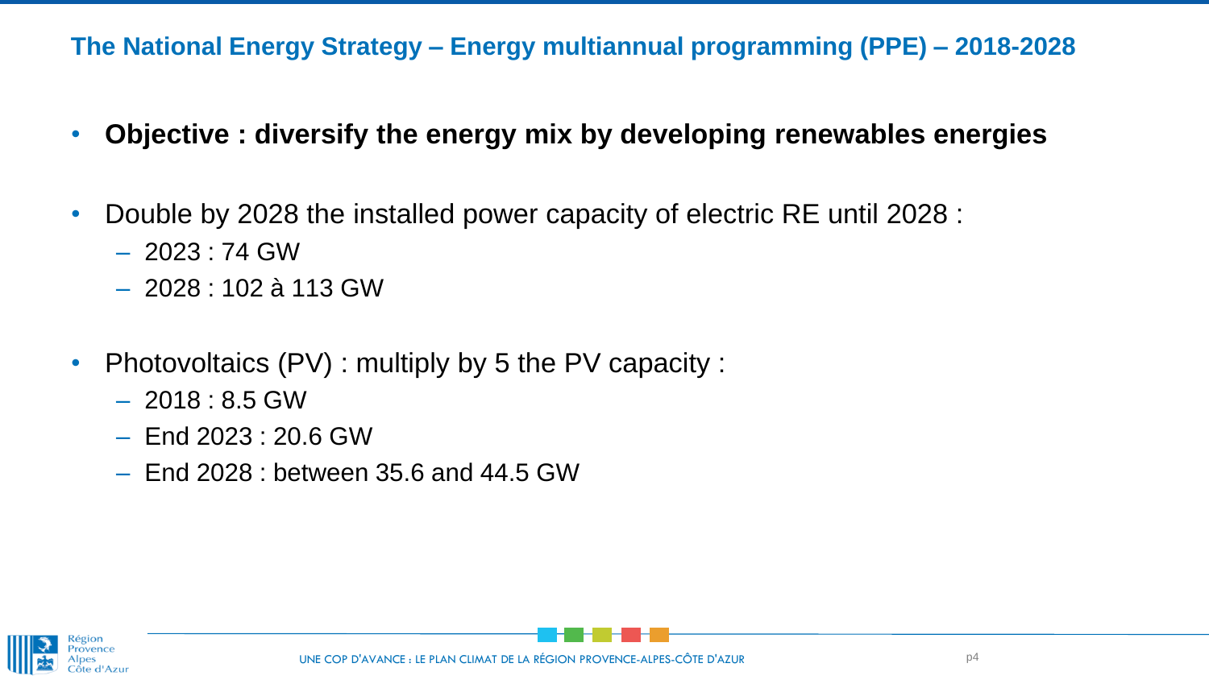## The National Energy Strategy – Energy multiannual programming (PPE) – 2018-2028

- **Objective : diversify the energy mix by developing renewables energies**

- Double by 2028 the installed power capacity of electric RE until 2028 :
  - 2023 : 74 GW
  - 2028 : 102 à 113 GW

- Photovoltaics (PV) : multiply by 5 the PV capacity :
  - 2018 : 8.5 GW
  - End 2023 : 20.6 GW
  - End 2028 : between 35.6 and 44.5 GW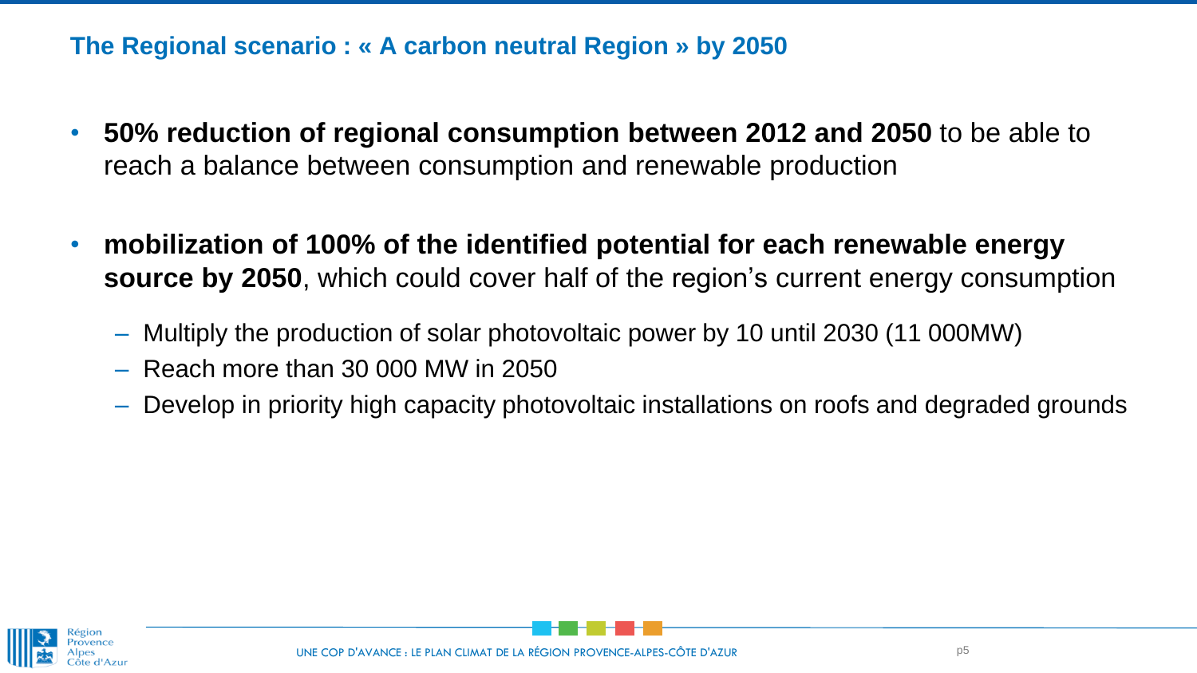## The Regional scenario : « A carbon neutral Region » by 2050

- **50% reduction of regional consumption between 2012 and 2050** to be able to reach a balance between consumption and renewable production
- **mobilization of 100% of the identified potential for each renewable energy source by 2050**, which could cover half of the region's current energy consumption
  - Multiply the production of solar photovoltaic power by 10 until 2030 (11 000MW)
  - Reach more than 30 000 MW in 2050
  - Develop in priority high capacity photovoltaic installations on roofs and degraded grounds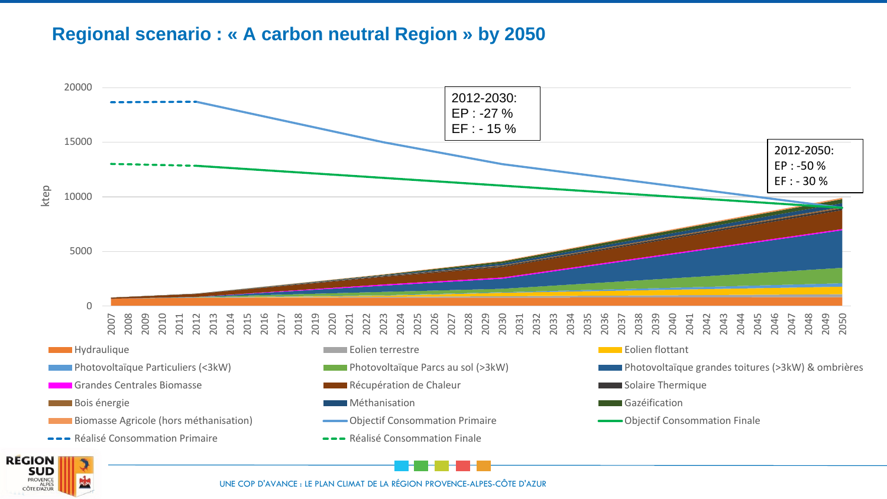## Regional scenario : « A carbon neutral Region » by 2050

ktep

20000
15000
10000
5000
0

2007 2008 2009 2010 2011 2012 2013 2014 2015 2016 2017 2018 2019 2020 2021 2022 2023 2024 2025 2026 2027 2028 2029 2030 2031 2032 2033 2034 2035 2036 2037 2038 2039 2040 2041 2042 2043 2044 2045 2046 2047 2048 2049 2050

2012-2030:
EP : -27 %
EF : - 15 %

2012-2050:
EP : -50 %
EF : - 30 %

- Hydraulique
- Eolien terrestre
- Eolien flottant
- Photovoltaïque Particuliers (<3kW)
- Photovoltaïque Parcs au sol (>3kW)
- Photovoltaïque grandes toitures (>3kW) & ombrières
- Grandes Centrales Biomasse
- Récupération de Chaleur
- Solaire Thermique
- Bois énergie
- Méthanisation
- Gazéification
- Biomasse Agricole (hors méthanisation)
- Objectif Consommation Primaire
- Objectif Consommation Finale
- Réalisé Consommation Primaire
- Réalisé Consommation Finale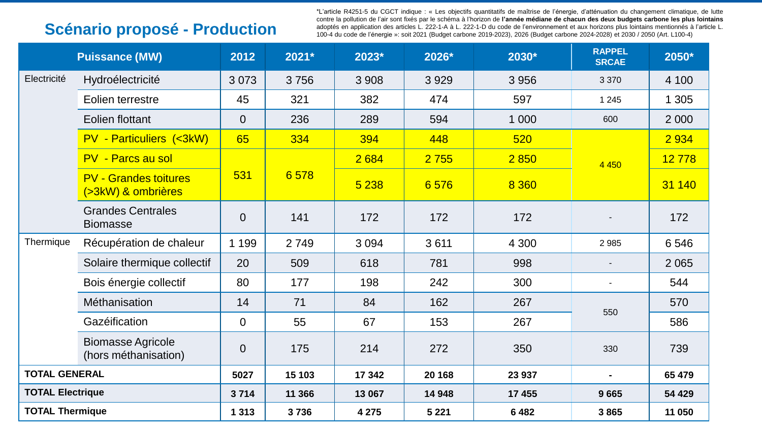## Scénario proposé - Production

*L'article R4251-5 du CGCT indique : « Les objectifs quantitatifs de maîtrise de l'énergie, d'atténuation du changement climatique, de lutte contre la pollution de l'air sont fixés par le schéma à l'horizon de **l'année médiane de chacun des deux budgets carbone les plus lointains** adoptés en application des articles L. 222-1-A à L. 222-1-D du code de l'environnement et aux horizons plus lointains mentionnés à l'article L. 100-4 du code de l'énergie »: soit 2021 (Budget carbone 2019-2023), 2026 (Budget carbone 2024-2028) et 2030 / 2050 (Art. L100-4)

| Puissance (MW) | | 2012 | 2021* | 2023* | 2026* | 2030* | RAPPEL SRCAE | 2050* |
|---|---|---|---|---|---|---|---|---|
| Electricité | Hydroélectricité | 3 073 | 3 756 | 3 908 | 3 929 | 3 956 | 3 370 | 4 100 |
| | Eolien terrestre | 45 | 321 | 382 | 474 | 597 | 1 245 | 1 305 |
| | Eolien flottant | 0 | 236 | 289 | 594 | 1 000 | 600 | 2 000 |
| | PV - Particuliers (<3kW) | 65 | 334 | 394 | 448 | 520 | 4 450 | 2 934 |
| | PV - Parcs au sol | 531 | 6 578 | 2 684 | 2 755 | 2 850 | | 12 778 |
| | PV - Grandes toitures (>3kW) & ombrières | | | 5 238 | 6 576 | 8 360 | | 31 140 |
| | Grandes Centrales Biomasse | 0 | 141 | 172 | 172 | 172 | - | 172 |
| Thermique | Récupération de chaleur | 1 199 | 2 749 | 3 094 | 3 611 | 4 300 | 2 985 | 6 546 |
| | Solaire thermique collectif | 20 | 509 | 618 | 781 | 998 | - | 2 065 |
| | Bois énergie collectif | 80 | 177 | 198 | 242 | 300 | - | 544 |
| | Méthanisation | 14 | 71 | 84 | 162 | 267 | 550 | 570 |
| | Gazéification | 0 | 55 | 67 | 153 | 267 | | 586 |
| | Biomasse Agricole (hors méthanisation) | 0 | 175 | 214 | 272 | 350 | 330 | 739 |
| **TOTAL GENERAL** | | **5027** | **15 103** | **17 342** | **20 168** | **23 937** | **-** | **65 479** |
| **TOTAL Electrique** | | **3 714** | **11 366** | **13 067** | **14 948** | **17 455** | **9 665** | **54 429** |
| **TOTAL Thermique** | | **1 313** | **3 736** | **4 275** | **5 221** | **6 482** | **3 865** | **11 050** |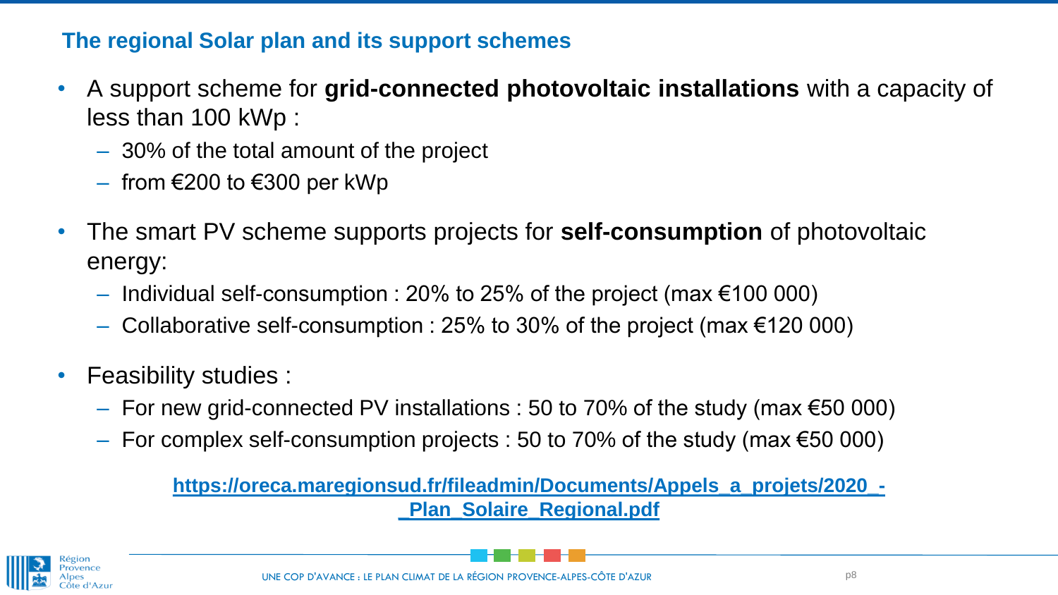## The regional Solar plan and its support schemes

- A support scheme for **grid-connected photovoltaic installations** with a capacity of less than 100 kWp :
  - 30% of the total amount of the project
  - from €200 to €300 per kWp
- The smart PV scheme supports projects for **self-consumption** of photovoltaic energy:
  - Individual self-consumption : 20% to 25% of the project (max €100 000)
  - Collaborative self-consumption : 25% to 30% of the project (max €120 000)
- Feasibility studies :
  - For new grid-connected PV installations : 50 to 70% of the study (max €50 000)
  - For complex self-consumption projects : 50 to 70% of the study (max €50 000)

**https://oreca.maregionsud.fr/fileadmin/Documents/Appels_a_projets/2020_-_Plan_Solaire_Regional.pdf**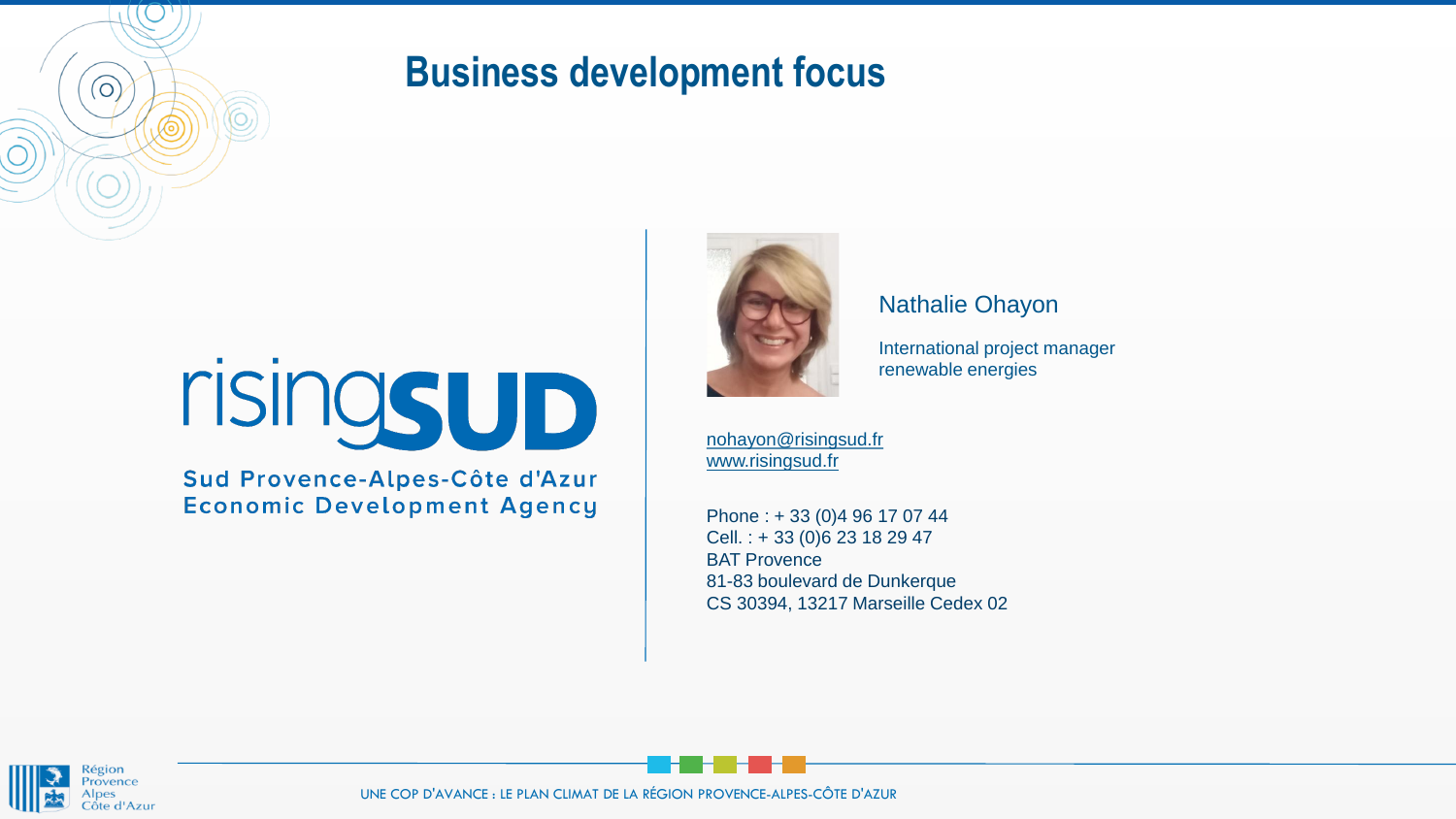# Business development focus

risingSUD

Sud Provence-Alpes-Côte d'Azur
Economic Development Agency

Nathalie Ohayon

International project manager
renewable energies

nohayon@risingsud.fr
www.risingsud.fr

Phone : + 33 (0)4 96 17 07 44
Cell. : + 33 (0)6 23 18 29 47
BAT Provence
81-83 boulevard de Dunkerque
CS 30394, 13217 Marseille Cedex 02

Région Provence Alpes Côte d'Azur

UNE COP D'AVANCE : LE PLAN CLIMAT DE LA RÉGION PROVENCE-ALPES-CÔTE D'AZUR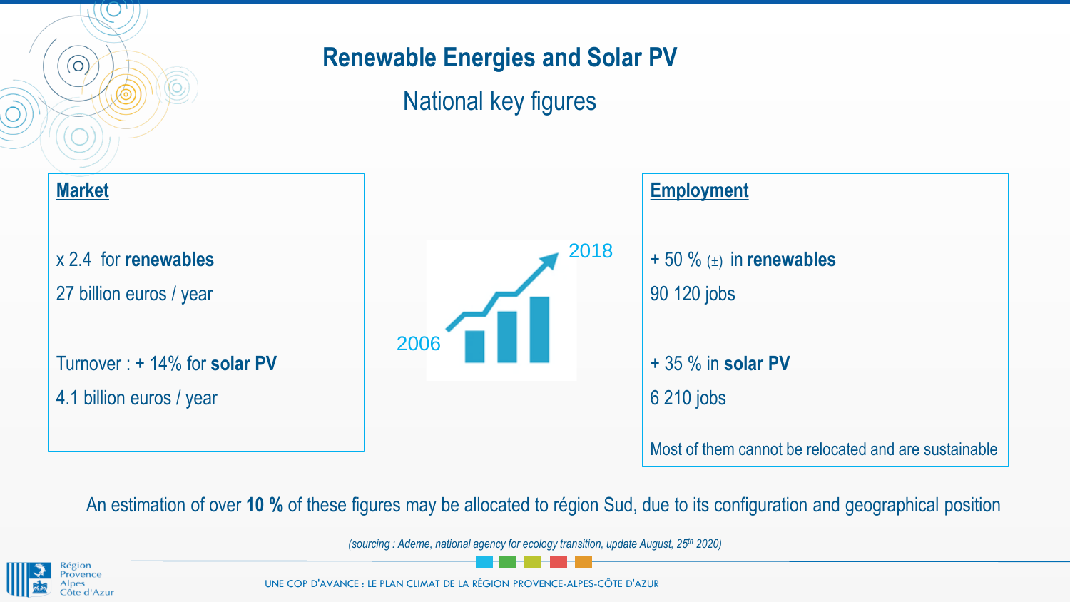# Renewable Energies and Solar PV

## National key figures

### Market

x 2.4 for **renewables**

27 billion euros / year

Turnover : + 14% for **solar PV**

4.1 billion euros / year

2006

2018

### Employment

+ 50 % (±) in **renewables**

90 120 jobs

+ 35 % in **solar PV**

6 210 jobs

Most of them cannot be relocated and are sustainable

An estimation of over **10 %** of these figures may be allocated to région Sud, due to its configuration and geographical position

*(sourcing : Ademe, national agency for ecology transition, update August, 25th 2020)*

UNE COP D'AVANCE : LE PLAN CLIMAT DE LA RÉGION PROVENCE-ALPES-CÔTE D'AZUR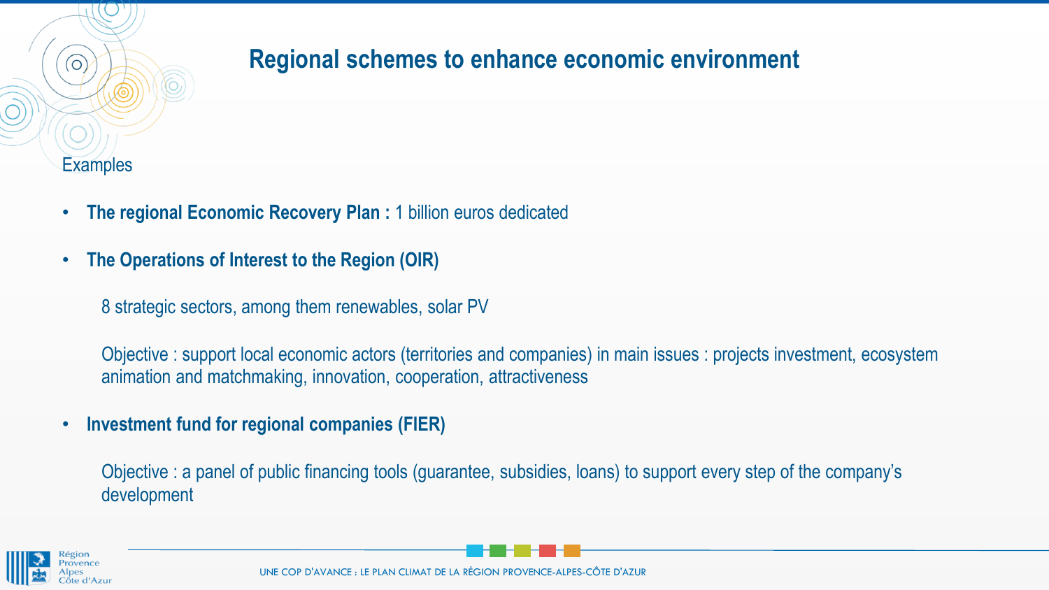# Regional schemes to enhance economic environment

Examples

- **The regional Economic Recovery Plan :** 1 billion euros dedicated
- **The Operations of Interest to the Region (OIR)**

  8 strategic sectors, among them renewables, solar PV

  Objective : support local economic actors (territories and companies) in main issues : projects investment, ecosystem animation and matchmaking, innovation, cooperation, attractiveness

- **Investment fund for regional companies (FIER)**

  Objective : a panel of public financing tools (guarantee, subsidies, loans) to support every step of the company's development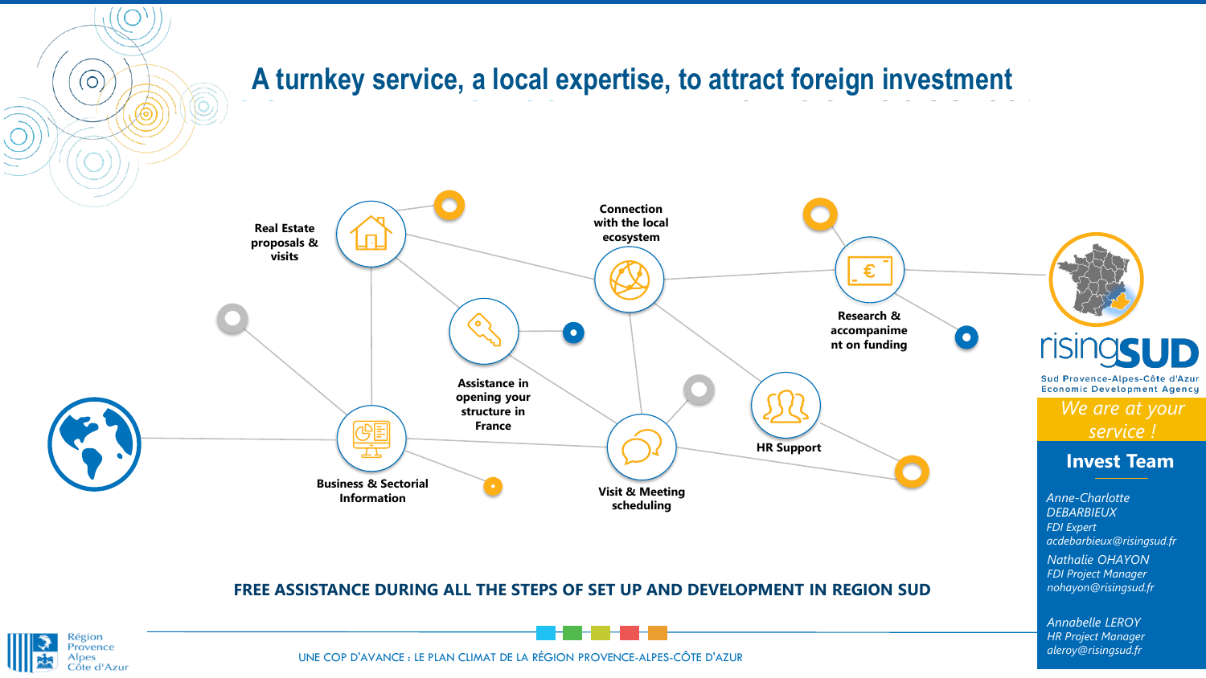# A turnkey service, a local expertise, to attract foreign investment

Real Estate proposals & visits

Connection with the local ecosystem

Research & accompaniment on funding

Assistance in opening your structure in France

HR Support

Business & Sectorial Information

Visit & Meeting scheduling

**FREE ASSISTANCE DURING ALL THE STEPS OF SET UP AND DEVELOPMENT IN REGION SUD**

risingSUD

Sud Provence-Alpes-Côte d'Azur Economic Development Agency

*We are at your service !*

## Invest Team

*Anne-Charlotte DEBARBIEUX*
*FDI Expert*
*acdebarbieux@risingsud.fr*

*Nathalie OHAYON*
*FDI Project Manager*
*nohayon@risingsud.fr*

*Annabelle LEROY*
*HR Project Manager*
*aleroy@risingsud.fr*

Région Provence Alpes Côte d'Azur

UNE COP D'AVANCE : LE PLAN CLIMAT DE LA RÉGION PROVENCE-ALPES-CÔTE D'AZUR